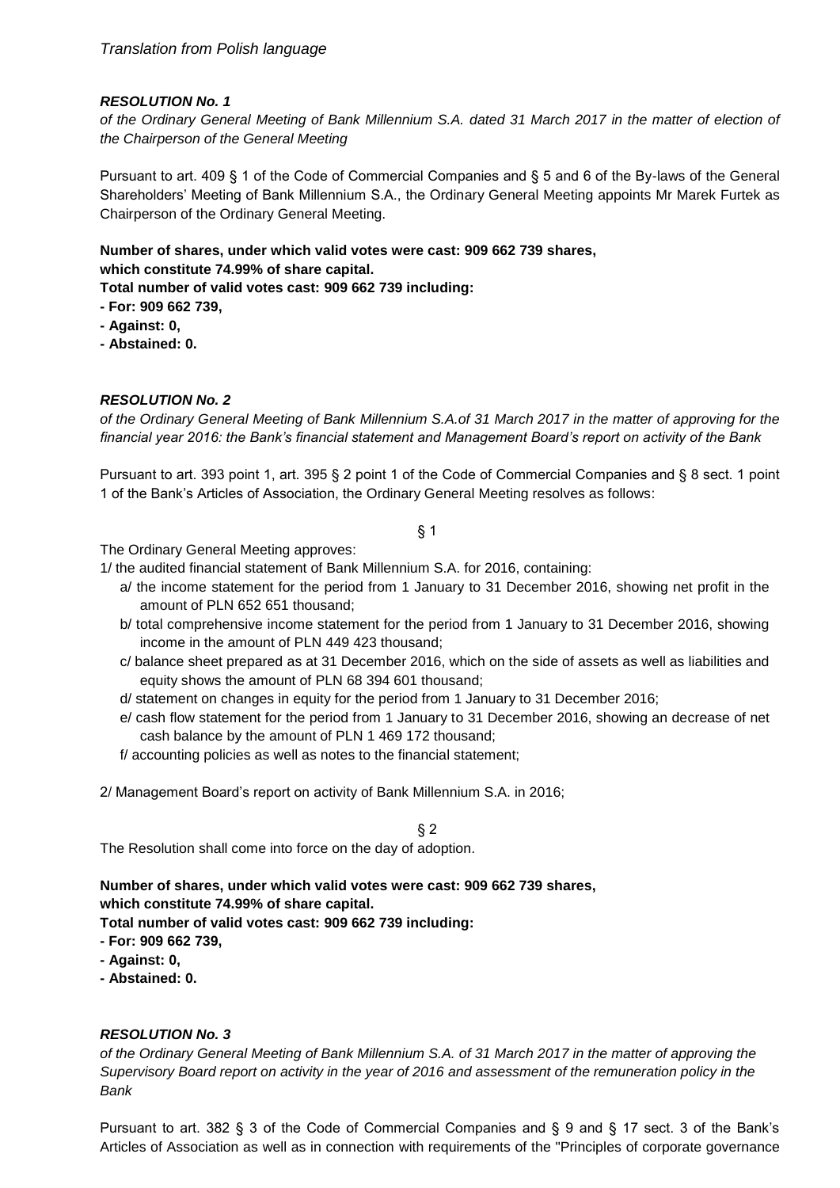*Translation from Polish language*

***RESOLUTION No. 1***

*of the Ordinary General Meeting of Bank Millennium S.A. dated 31 March 2017 in the matter of election of the Chairperson of the General Meeting*

Pursuant to art. 409 § 1 of the Code of Commercial Companies and § 5 and 6 of the By-laws of the General Shareholders' Meeting of Bank Millennium S.A., the Ordinary General Meeting appoints Mr Marek Furtek as Chairperson of the Ordinary General Meeting.

**Number of shares, under which valid votes were cast: 909 662 739 shares, which constitute 74.99% of share capital.**
**Total number of valid votes cast: 909 662 739 including:**
**- For: 909 662 739,**
**- Against: 0,**
**- Abstained: 0.**

***RESOLUTION No. 2***

*of the Ordinary General Meeting of Bank Millennium S.A.of 31 March 2017 in the matter of approving for the financial year 2016: the Bank's financial statement and Management Board's report on activity of the Bank*

Pursuant to art. 393 point 1, art. 395 § 2 point 1 of the Code of Commercial Companies and § 8 sect. 1 point 1 of the Bank's Articles of Association, the Ordinary General Meeting resolves as follows:

§ 1

The Ordinary General Meeting approves:

1/ the audited financial statement of Bank Millennium S.A. for 2016, containing:

a/ the income statement for the period from 1 January to 31 December 2016, showing net profit in the amount of PLN 652 651 thousand;

b/ total comprehensive income statement for the period from 1 January to 31 December 2016, showing income in the amount of PLN 449 423 thousand;

c/ balance sheet prepared as at 31 December 2016, which on the side of assets as well as liabilities and equity shows the amount of PLN 68 394 601 thousand;

d/ statement on changes in equity for the period from 1 January to 31 December 2016;

e/ cash flow statement for the period from 1 January to 31 December 2016, showing an decrease of net cash balance by the amount of PLN 1 469 172 thousand;

f/ accounting policies as well as notes to the financial statement;

2/ Management Board's report on activity of Bank Millennium S.A. in 2016;

§ 2

The Resolution shall come into force on the day of adoption.

**Number of shares, under which valid votes were cast: 909 662 739 shares, which constitute 74.99% of share capital.**
**Total number of valid votes cast: 909 662 739 including:**
**- For: 909 662 739,**
**- Against: 0,**
**- Abstained: 0.**

***RESOLUTION No. 3***

*of the Ordinary General Meeting of Bank Millennium S.A. of 31 March 2017 in the matter of approving the Supervisory Board report on activity in the year of 2016 and assessment of the remuneration policy in the Bank*

Pursuant to art. 382 § 3 of the Code of Commercial Companies and § 9 and § 17 sect. 3 of the Bank's Articles of Association as well as in connection with requirements of the "Principles of corporate governance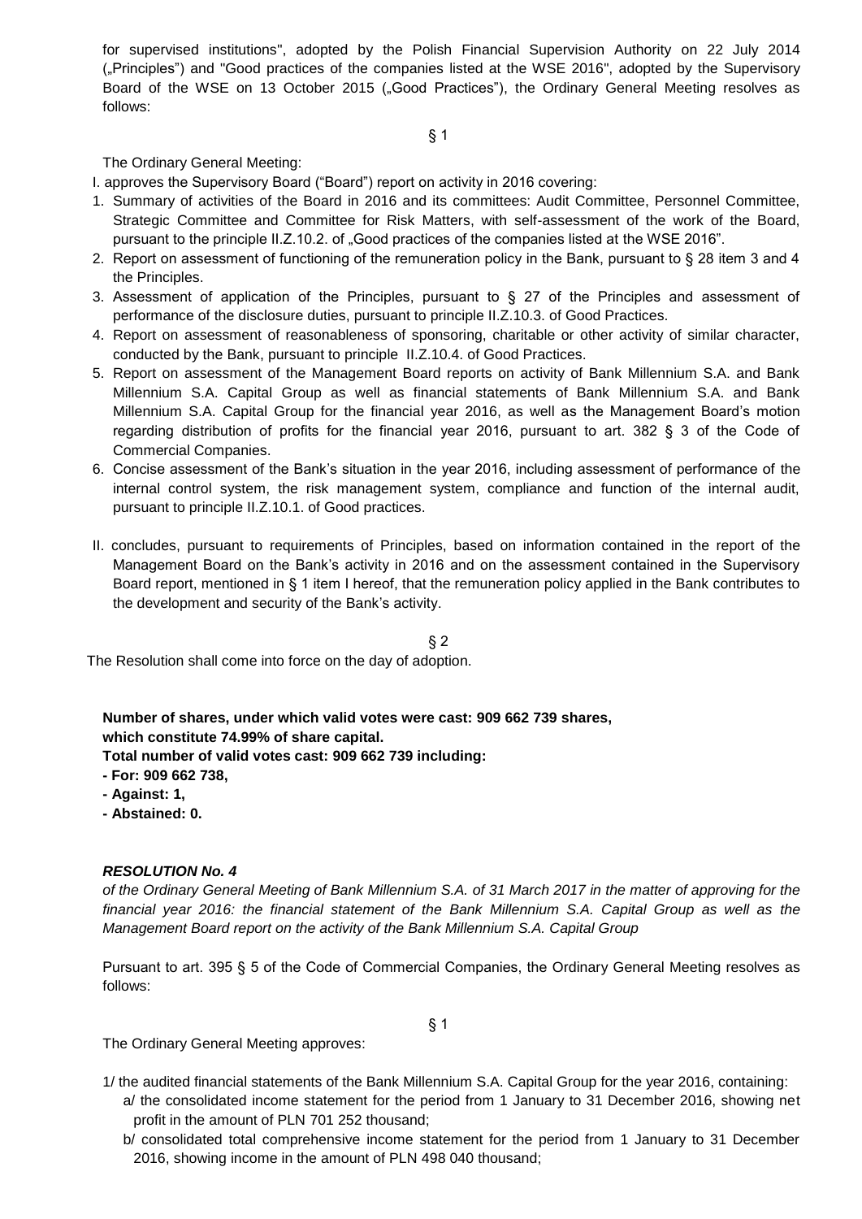for supervised institutions", adopted by the Polish Financial Supervision Authority on 22 July 2014 („Principles") and "Good practices of the companies listed at the WSE 2016", adopted by the Supervisory Board of the WSE on 13 October 2015 („Good Practices"), the Ordinary General Meeting resolves as follows:

§ 1

The Ordinary General Meeting:

I. approves the Supervisory Board ("Board") report on activity in 2016 covering:

1. Summary of activities of the Board in 2016 and its committees: Audit Committee, Personnel Committee, Strategic Committee and Committee for Risk Matters, with self-assessment of the work of the Board, pursuant to the principle II.Z.10.2. of „Good practices of the companies listed at the WSE 2016".
2. Report on assessment of functioning of the remuneration policy in the Bank, pursuant to § 28 item 3 and 4 the Principles.
3. Assessment of application of the Principles, pursuant to § 27 of the Principles and assessment of performance of the disclosure duties, pursuant to principle II.Z.10.3. of Good Practices.
4. Report on assessment of reasonableness of sponsoring, charitable or other activity of similar character, conducted by the Bank, pursuant to principle II.Z.10.4. of Good Practices.
5. Report on assessment of the Management Board reports on activity of Bank Millennium S.A. and Bank Millennium S.A. Capital Group as well as financial statements of Bank Millennium S.A. and Bank Millennium S.A. Capital Group for the financial year 2016, as well as the Management Board's motion regarding distribution of profits for the financial year 2016, pursuant to art. 382 § 3 of the Code of Commercial Companies.
6. Concise assessment of the Bank's situation in the year 2016, including assessment of performance of the internal control system, the risk management system, compliance and function of the internal audit, pursuant to principle II.Z.10.1. of Good practices.

II. concludes, pursuant to requirements of Principles, based on information contained in the report of the Management Board on the Bank's activity in 2016 and on the assessment contained in the Supervisory Board report, mentioned in § 1 item I hereof, that the remuneration policy applied in the Bank contributes to the development and security of the Bank's activity.

§ 2

The Resolution shall come into force on the day of adoption.

**Number of shares, under which valid votes were cast: 909 662 739 shares,**
**which constitute 74.99% of share capital.**
**Total number of valid votes cast: 909 662 739 including:**
**- For: 909 662 738,**
**- Against: 1,**
**- Abstained: 0.**

***RESOLUTION No. 4***

*of the Ordinary General Meeting of Bank Millennium S.A. of 31 March 2017 in the matter of approving for the financial year 2016: the financial statement of the Bank Millennium S.A. Capital Group as well as the Management Board report on the activity of the Bank Millennium S.A. Capital Group*

Pursuant to art. 395 § 5 of the Code of Commercial Companies, the Ordinary General Meeting resolves as follows:

§ 1

The Ordinary General Meeting approves:

1/ the audited financial statements of the Bank Millennium S.A. Capital Group for the year 2016, containing:

a/ the consolidated income statement for the period from 1 January to 31 December 2016, showing net profit in the amount of PLN 701 252 thousand;

b/ consolidated total comprehensive income statement for the period from 1 January to 31 December 2016, showing income in the amount of PLN 498 040 thousand;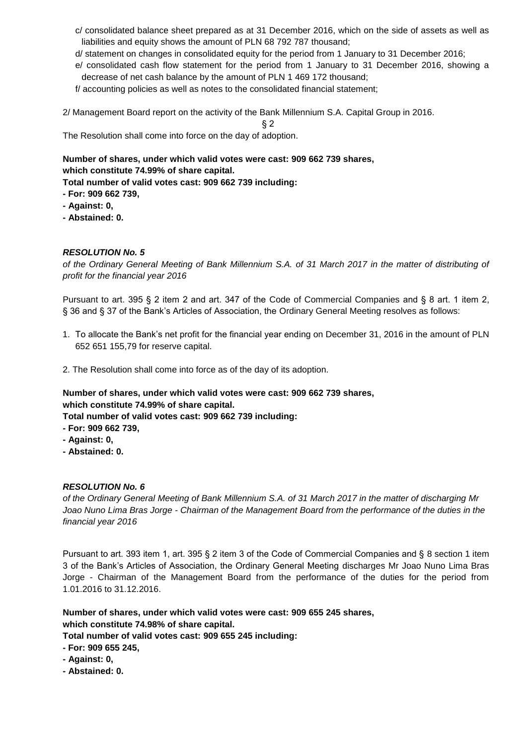c/ consolidated balance sheet prepared as at 31 December 2016, which on the side of assets as well as liabilities and equity shows the amount of PLN 68 792 787 thousand;

d/ statement on changes in consolidated equity for the period from 1 January to 31 December 2016;

e/ consolidated cash flow statement for the period from 1 January to 31 December 2016, showing a decrease of net cash balance by the amount of PLN 1 469 172 thousand;

f/ accounting policies as well as notes to the consolidated financial statement;

2/ Management Board report on the activity of the Bank Millennium S.A. Capital Group in 2016.

§ 2

The Resolution shall come into force on the day of adoption.

**Number of shares, under which valid votes were cast: 909 662 739 shares, which constitute 74.99% of share capital.**
**Total number of valid votes cast: 909 662 739 including:**
**- For: 909 662 739,**
**- Against: 0,**
**- Abstained: 0.**

***RESOLUTION No. 5***

*of the Ordinary General Meeting of Bank Millennium S.A. of 31 March 2017 in the matter of distributing of profit for the financial year 2016*

Pursuant to art. 395 § 2 item 2 and art. 347 of the Code of Commercial Companies and § 8 art. 1 item 2, § 36 and § 37 of the Bank's Articles of Association, the Ordinary General Meeting resolves as follows:

1. To allocate the Bank's net profit for the financial year ending on December 31, 2016 in the amount of PLN 652 651 155,79 for reserve capital.

2. The Resolution shall come into force as of the day of its adoption.

**Number of shares, under which valid votes were cast: 909 662 739 shares, which constitute 74.99% of share capital.**
**Total number of valid votes cast: 909 662 739 including:**
**- For: 909 662 739,**
**- Against: 0,**
**- Abstained: 0.**

***RESOLUTION No. 6***

*of the Ordinary General Meeting of Bank Millennium S.A. of 31 March 2017 in the matter of discharging Mr Joao Nuno Lima Bras Jorge - Chairman of the Management Board from the performance of the duties in the financial year 2016*

Pursuant to art. 393 item 1, art. 395 § 2 item 3 of the Code of Commercial Companies and § 8 section 1 item 3 of the Bank's Articles of Association, the Ordinary General Meeting discharges Mr Joao Nuno Lima Bras Jorge - Chairman of the Management Board from the performance of the duties for the period from 1.01.2016 to 31.12.2016.

**Number of shares, under which valid votes were cast: 909 655 245 shares, which constitute 74.98% of share capital.**
**Total number of valid votes cast: 909 655 245 including:**
**- For: 909 655 245,**
**- Against: 0,**
**- Abstained: 0.**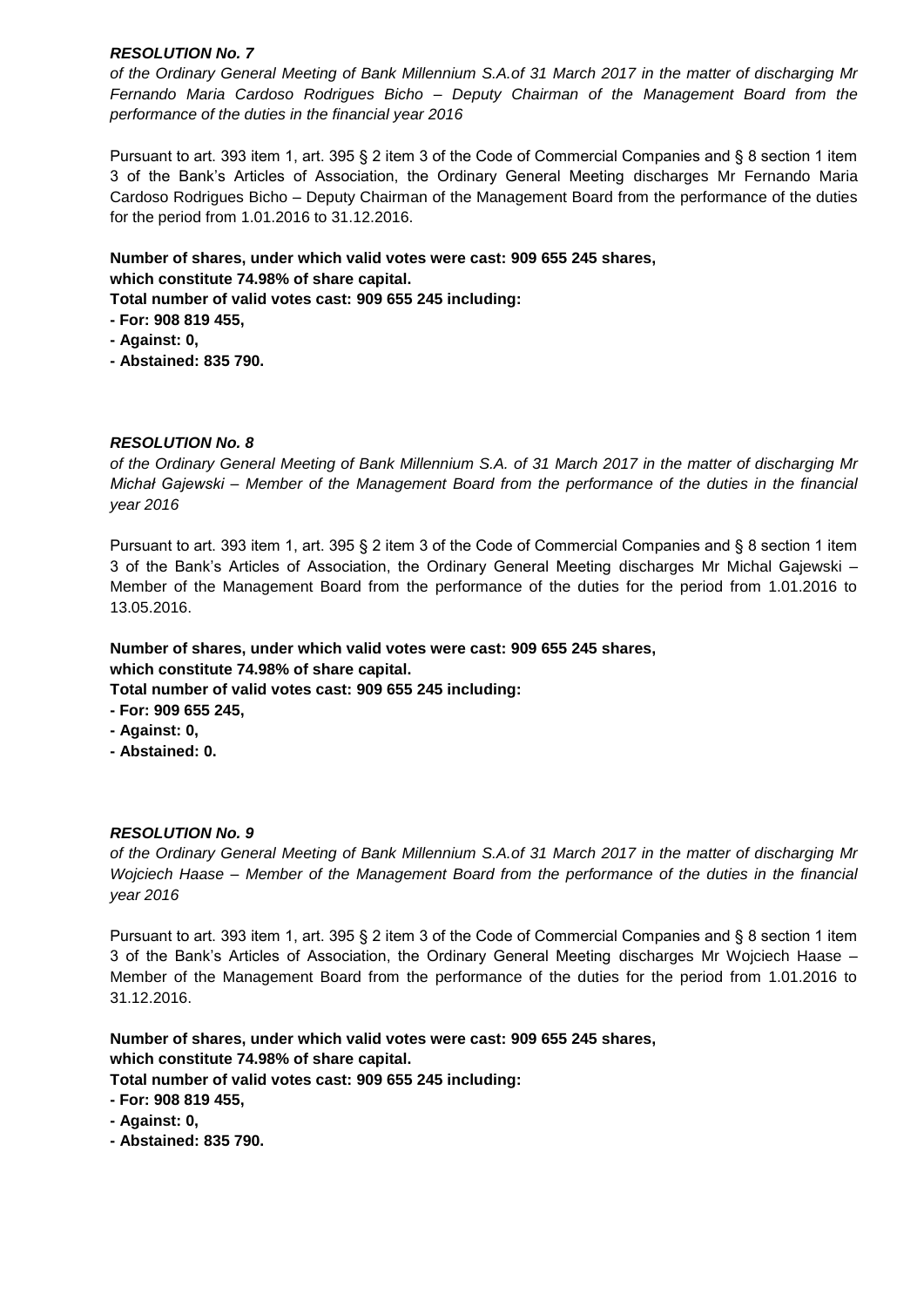***RESOLUTION No. 7***

*of the Ordinary General Meeting of Bank Millennium S.A.of 31 March 2017 in the matter of discharging Mr Fernando Maria Cardoso Rodrigues Bicho – Deputy Chairman of the Management Board from the performance of the duties in the financial year 2016*

Pursuant to art. 393 item 1, art. 395 § 2 item 3 of the Code of Commercial Companies and § 8 section 1 item 3 of the Bank's Articles of Association, the Ordinary General Meeting discharges Mr Fernando Maria Cardoso Rodrigues Bicho – Deputy Chairman of the Management Board from the performance of the duties for the period from 1.01.2016 to 31.12.2016.

**Number of shares, under which valid votes were cast: 909 655 245 shares,**
**which constitute 74.98% of share capital.**
**Total number of valid votes cast: 909 655 245 including:**
**- For: 908 819 455,**
**- Against: 0,**
**- Abstained: 835 790.**

***RESOLUTION No. 8***

*of the Ordinary General Meeting of Bank Millennium S.A. of 31 March 2017 in the matter of discharging Mr Michał Gajewski – Member of the Management Board from the performance of the duties in the financial year 2016*

Pursuant to art. 393 item 1, art. 395 § 2 item 3 of the Code of Commercial Companies and § 8 section 1 item 3 of the Bank's Articles of Association, the Ordinary General Meeting discharges Mr Michal Gajewski – Member of the Management Board from the performance of the duties for the period from 1.01.2016 to 13.05.2016.

**Number of shares, under which valid votes were cast: 909 655 245 shares,**
**which constitute 74.98% of share capital.**
**Total number of valid votes cast: 909 655 245 including:**
**- For: 909 655 245,**
**- Against: 0,**
**- Abstained: 0.**

***RESOLUTION No. 9***

*of the Ordinary General Meeting of Bank Millennium S.A.of 31 March 2017 in the matter of discharging Mr Wojciech Haase – Member of the Management Board from the performance of the duties in the financial year 2016*

Pursuant to art. 393 item 1, art. 395 § 2 item 3 of the Code of Commercial Companies and § 8 section 1 item 3 of the Bank's Articles of Association, the Ordinary General Meeting discharges Mr Wojciech Haase – Member of the Management Board from the performance of the duties for the period from 1.01.2016 to 31.12.2016.

**Number of shares, under which valid votes were cast: 909 655 245 shares,**
**which constitute 74.98% of share capital.**
**Total number of valid votes cast: 909 655 245 including:**
**- For: 908 819 455,**
**- Against: 0,**
**- Abstained: 835 790.**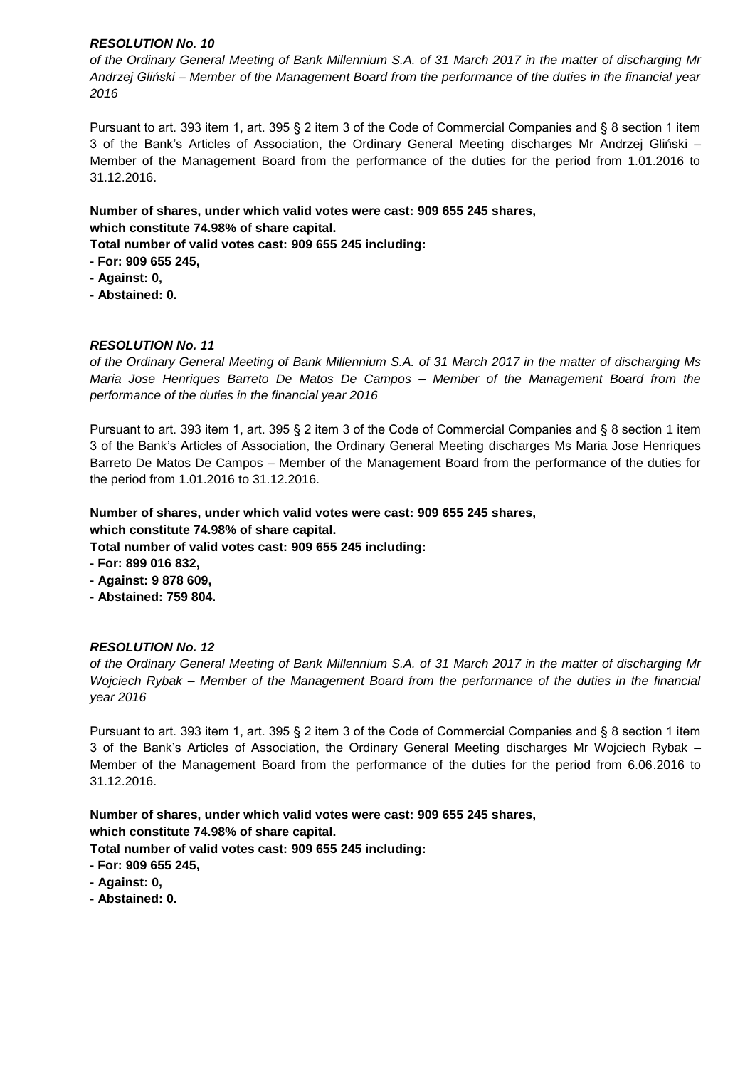***RESOLUTION No. 10***

*of the Ordinary General Meeting of Bank Millennium S.A. of 31 March 2017 in the matter of discharging Mr Andrzej Gliński – Member of the Management Board from the performance of the duties in the financial year 2016*

Pursuant to art. 393 item 1, art. 395 § 2 item 3 of the Code of Commercial Companies and § 8 section 1 item 3 of the Bank's Articles of Association, the Ordinary General Meeting discharges Mr Andrzej Gliński – Member of the Management Board from the performance of the duties for the period from 1.01.2016 to 31.12.2016.

**Number of shares, under which valid votes were cast: 909 655 245 shares, which constitute 74.98% of share capital.**
**Total number of valid votes cast: 909 655 245 including:**
**- For: 909 655 245,**
**- Against: 0,**
**- Abstained: 0.**

***RESOLUTION No. 11***

*of the Ordinary General Meeting of Bank Millennium S.A. of 31 March 2017 in the matter of discharging Ms Maria Jose Henriques Barreto De Matos De Campos – Member of the Management Board from the performance of the duties in the financial year 2016*

Pursuant to art. 393 item 1, art. 395 § 2 item 3 of the Code of Commercial Companies and § 8 section 1 item 3 of the Bank's Articles of Association, the Ordinary General Meeting discharges Ms Maria Jose Henriques Barreto De Matos De Campos – Member of the Management Board from the performance of the duties for the period from 1.01.2016 to 31.12.2016.

**Number of shares, under which valid votes were cast: 909 655 245 shares, which constitute 74.98% of share capital.**
**Total number of valid votes cast: 909 655 245 including:**
**- For: 899 016 832,**
**- Against: 9 878 609,**
**- Abstained: 759 804.**

***RESOLUTION No. 12***

*of the Ordinary General Meeting of Bank Millennium S.A. of 31 March 2017 in the matter of discharging Mr Wojciech Rybak – Member of the Management Board from the performance of the duties in the financial year 2016*

Pursuant to art. 393 item 1, art. 395 § 2 item 3 of the Code of Commercial Companies and § 8 section 1 item 3 of the Bank's Articles of Association, the Ordinary General Meeting discharges Mr Wojciech Rybak – Member of the Management Board from the performance of the duties for the period from 6.06.2016 to 31.12.2016.

**Number of shares, under which valid votes were cast: 909 655 245 shares, which constitute 74.98% of share capital.**
**Total number of valid votes cast: 909 655 245 including:**
**- For: 909 655 245,**
**- Against: 0,**
**- Abstained: 0.**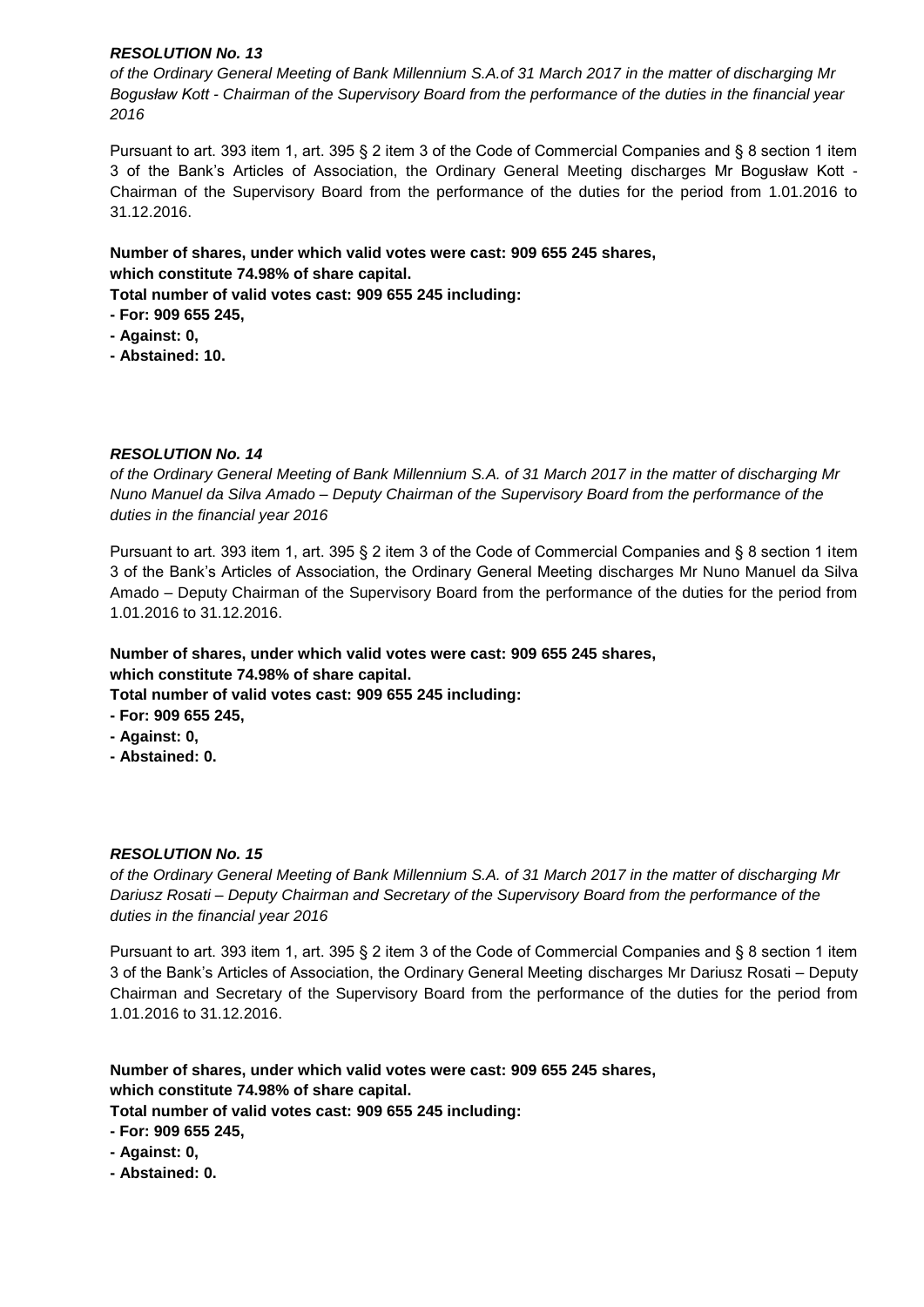***RESOLUTION No. 13***

*of the Ordinary General Meeting of Bank Millennium S.A.of 31 March 2017 in the matter of discharging Mr Bogusław Kott - Chairman of the Supervisory Board from the performance of the duties in the financial year 2016*

Pursuant to art. 393 item 1, art. 395 § 2 item 3 of the Code of Commercial Companies and § 8 section 1 item 3 of the Bank's Articles of Association, the Ordinary General Meeting discharges Mr Bogusław Kott - Chairman of the Supervisory Board from the performance of the duties for the period from 1.01.2016 to 31.12.2016.

**Number of shares, under which valid votes were cast: 909 655 245 shares,**
**which constitute 74.98% of share capital.**
**Total number of valid votes cast: 909 655 245 including:**
**- For: 909 655 245,**
**- Against: 0,**
**- Abstained: 10.**

***RESOLUTION No. 14***

*of the Ordinary General Meeting of Bank Millennium S.A. of 31 March 2017 in the matter of discharging Mr Nuno Manuel da Silva Amado – Deputy Chairman of the Supervisory Board from the performance of the duties in the financial year 2016*

Pursuant to art. 393 item 1, art. 395 § 2 item 3 of the Code of Commercial Companies and § 8 section 1 item 3 of the Bank's Articles of Association, the Ordinary General Meeting discharges Mr Nuno Manuel da Silva Amado – Deputy Chairman of the Supervisory Board from the performance of the duties for the period from 1.01.2016 to 31.12.2016.

**Number of shares, under which valid votes were cast: 909 655 245 shares,**
**which constitute 74.98% of share capital.**
**Total number of valid votes cast: 909 655 245 including:**
**- For: 909 655 245,**
**- Against: 0,**
**- Abstained: 0.**

***RESOLUTION No. 15***

*of the Ordinary General Meeting of Bank Millennium S.A. of 31 March 2017 in the matter of discharging Mr Dariusz Rosati – Deputy Chairman and Secretary of the Supervisory Board from the performance of the duties in the financial year 2016*

Pursuant to art. 393 item 1, art. 395 § 2 item 3 of the Code of Commercial Companies and § 8 section 1 item 3 of the Bank's Articles of Association, the Ordinary General Meeting discharges Mr Dariusz Rosati – Deputy Chairman and Secretary of the Supervisory Board from the performance of the duties for the period from 1.01.2016 to 31.12.2016.

**Number of shares, under which valid votes were cast: 909 655 245 shares,**
**which constitute 74.98% of share capital.**
**Total number of valid votes cast: 909 655 245 including:**
**- For: 909 655 245,**
**- Against: 0,**
**- Abstained: 0.**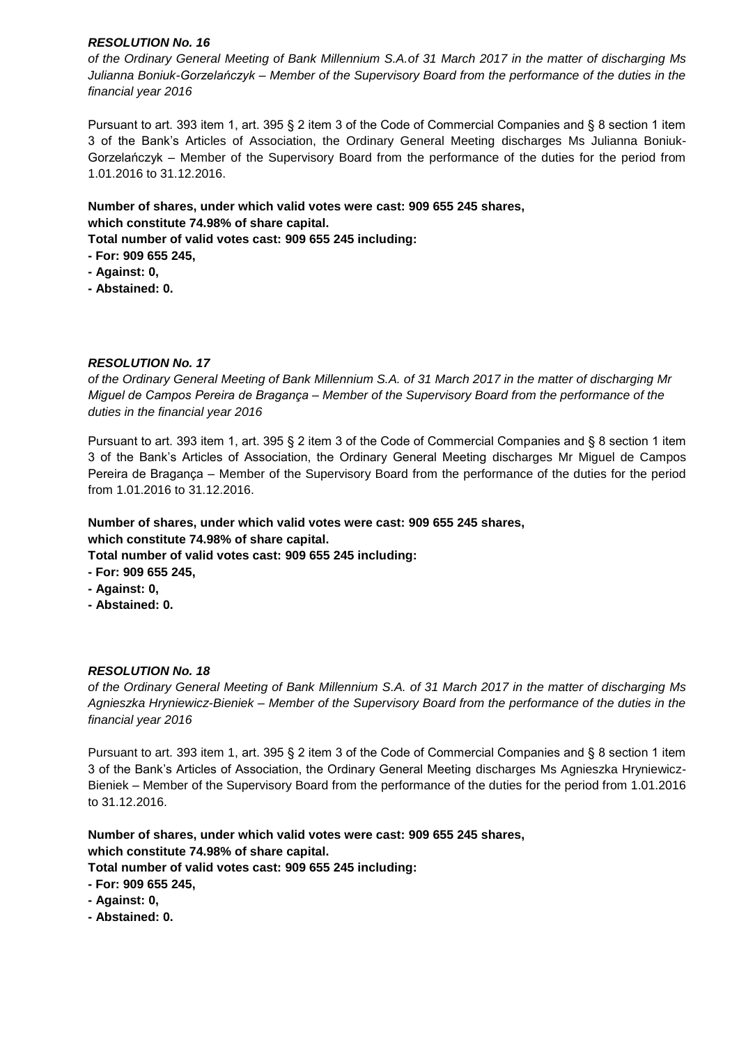***RESOLUTION No. 16***

*of the Ordinary General Meeting of Bank Millennium S.A.of 31 March 2017 in the matter of discharging Ms Julianna Boniuk-Gorzelańczyk – Member of the Supervisory Board from the performance of the duties in the financial year 2016*

Pursuant to art. 393 item 1, art. 395 § 2 item 3 of the Code of Commercial Companies and § 8 section 1 item 3 of the Bank's Articles of Association, the Ordinary General Meeting discharges Ms Julianna Boniuk-Gorzelańczyk – Member of the Supervisory Board from the performance of the duties for the period from 1.01.2016 to 31.12.2016.

**Number of shares, under which valid votes were cast: 909 655 245 shares, which constitute 74.98% of share capital.**
**Total number of valid votes cast: 909 655 245 including:**
**- For: 909 655 245,**
**- Against: 0,**
**- Abstained: 0.**

***RESOLUTION No. 17***

*of the Ordinary General Meeting of Bank Millennium S.A. of 31 March 2017 in the matter of discharging Mr Miguel de Campos Pereira de Bragança – Member of the Supervisory Board from the performance of the duties in the financial year 2016*

Pursuant to art. 393 item 1, art. 395 § 2 item 3 of the Code of Commercial Companies and § 8 section 1 item 3 of the Bank's Articles of Association, the Ordinary General Meeting discharges Mr Miguel de Campos Pereira de Bragança – Member of the Supervisory Board from the performance of the duties for the period from 1.01.2016 to 31.12.2016.

**Number of shares, under which valid votes were cast: 909 655 245 shares, which constitute 74.98% of share capital.**
**Total number of valid votes cast: 909 655 245 including:**
**- For: 909 655 245,**
**- Against: 0,**
**- Abstained: 0.**

***RESOLUTION No. 18***

*of the Ordinary General Meeting of Bank Millennium S.A. of 31 March 2017 in the matter of discharging Ms Agnieszka Hryniewicz-Bieniek – Member of the Supervisory Board from the performance of the duties in the financial year 2016*

Pursuant to art. 393 item 1, art. 395 § 2 item 3 of the Code of Commercial Companies and § 8 section 1 item 3 of the Bank's Articles of Association, the Ordinary General Meeting discharges Ms Agnieszka Hryniewicz-Bieniek – Member of the Supervisory Board from the performance of the duties for the period from 1.01.2016 to 31.12.2016.

**Number of shares, under which valid votes were cast: 909 655 245 shares, which constitute 74.98% of share capital.**
**Total number of valid votes cast: 909 655 245 including:**
**- For: 909 655 245,**
**- Against: 0,**
**- Abstained: 0.**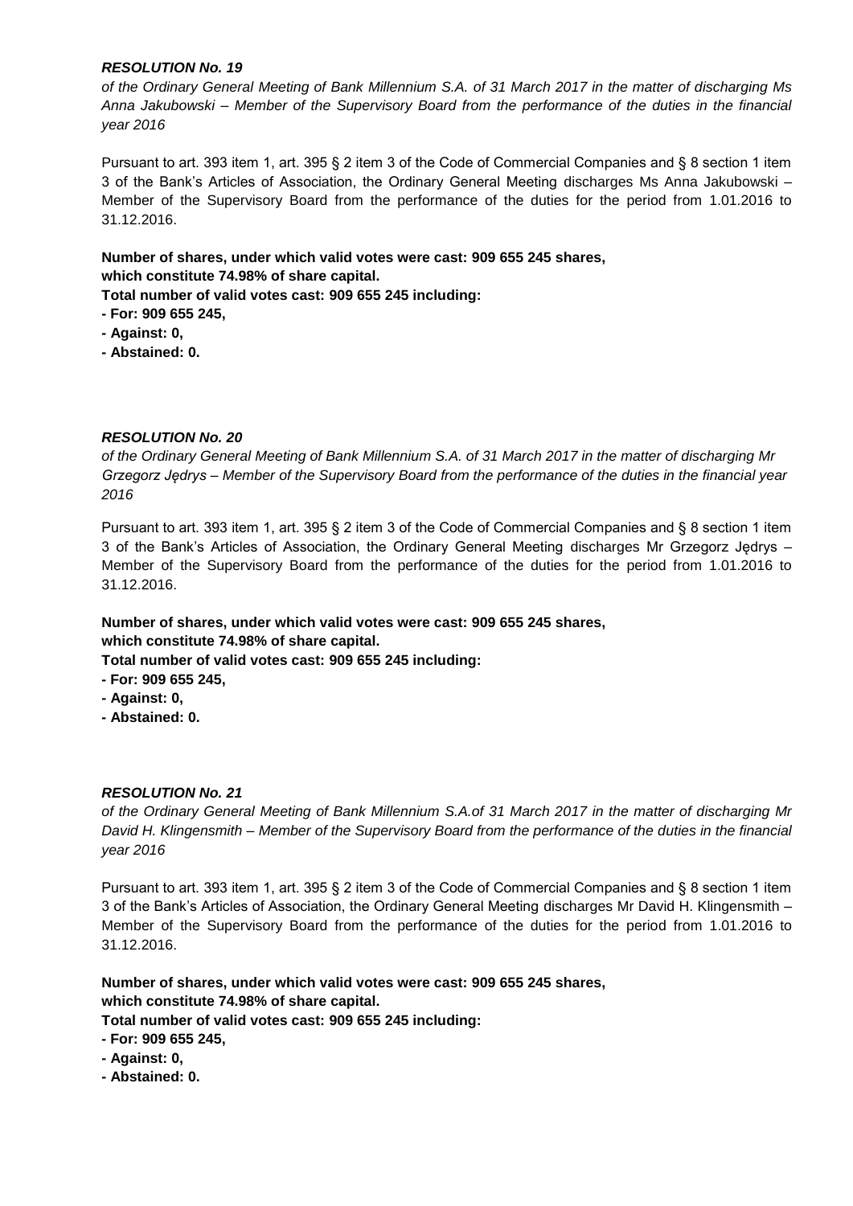***RESOLUTION No. 19***

*of the Ordinary General Meeting of Bank Millennium S.A. of 31 March 2017 in the matter of discharging Ms Anna Jakubowski – Member of the Supervisory Board from the performance of the duties in the financial year 2016*

Pursuant to art. 393 item 1, art. 395 § 2 item 3 of the Code of Commercial Companies and § 8 section 1 item 3 of the Bank's Articles of Association, the Ordinary General Meeting discharges Ms Anna Jakubowski – Member of the Supervisory Board from the performance of the duties for the period from 1.01.2016 to 31.12.2016.

**Number of shares, under which valid votes were cast: 909 655 245 shares,**
**which constitute 74.98% of share capital.**
**Total number of valid votes cast: 909 655 245 including:**
**- For: 909 655 245,**
**- Against: 0,**
**- Abstained: 0.**

***RESOLUTION No. 20***

*of the Ordinary General Meeting of Bank Millennium S.A. of 31 March 2017 in the matter of discharging Mr Grzegorz Jędrys – Member of the Supervisory Board from the performance of the duties in the financial year 2016*

Pursuant to art. 393 item 1, art. 395 § 2 item 3 of the Code of Commercial Companies and § 8 section 1 item 3 of the Bank's Articles of Association, the Ordinary General Meeting discharges Mr Grzegorz Jędrys – Member of the Supervisory Board from the performance of the duties for the period from 1.01.2016 to 31.12.2016.

**Number of shares, under which valid votes were cast: 909 655 245 shares,**
**which constitute 74.98% of share capital.**
**Total number of valid votes cast: 909 655 245 including:**
**- For: 909 655 245,**
**- Against: 0,**
**- Abstained: 0.**

***RESOLUTION No. 21***

*of the Ordinary General Meeting of Bank Millennium S.A.of 31 March 2017 in the matter of discharging Mr David H. Klingensmith – Member of the Supervisory Board from the performance of the duties in the financial year 2016*

Pursuant to art. 393 item 1, art. 395 § 2 item 3 of the Code of Commercial Companies and § 8 section 1 item 3 of the Bank's Articles of Association, the Ordinary General Meeting discharges Mr David H. Klingensmith – Member of the Supervisory Board from the performance of the duties for the period from 1.01.2016 to 31.12.2016.

**Number of shares, under which valid votes were cast: 909 655 245 shares,**
**which constitute 74.98% of share capital.**
**Total number of valid votes cast: 909 655 245 including:**
**- For: 909 655 245,**
**- Against: 0,**
**- Abstained: 0.**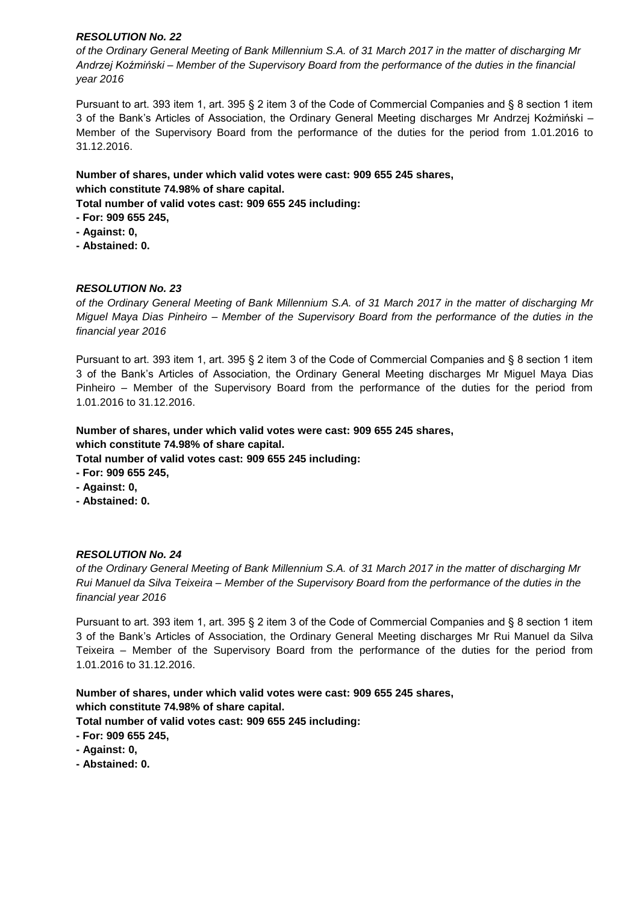***RESOLUTION No. 22***

*of the Ordinary General Meeting of Bank Millennium S.A. of 31 March 2017 in the matter of discharging Mr Andrzej Koźmiński – Member of the Supervisory Board from the performance of the duties in the financial year 2016*

Pursuant to art. 393 item 1, art. 395 § 2 item 3 of the Code of Commercial Companies and § 8 section 1 item 3 of the Bank's Articles of Association, the Ordinary General Meeting discharges Mr Andrzej Koźmiński – Member of the Supervisory Board from the performance of the duties for the period from 1.01.2016 to 31.12.2016.

**Number of shares, under which valid votes were cast: 909 655 245 shares, which constitute 74.98% of share capital.**
**Total number of valid votes cast: 909 655 245 including:**
**- For: 909 655 245,**
**- Against: 0,**
**- Abstained: 0.**

***RESOLUTION No. 23***

*of the Ordinary General Meeting of Bank Millennium S.A. of 31 March 2017 in the matter of discharging Mr Miguel Maya Dias Pinheiro – Member of the Supervisory Board from the performance of the duties in the financial year 2016*

Pursuant to art. 393 item 1, art. 395 § 2 item 3 of the Code of Commercial Companies and § 8 section 1 item 3 of the Bank's Articles of Association, the Ordinary General Meeting discharges Mr Miguel Maya Dias Pinheiro – Member of the Supervisory Board from the performance of the duties for the period from 1.01.2016 to 31.12.2016.

**Number of shares, under which valid votes were cast: 909 655 245 shares, which constitute 74.98% of share capital.**
**Total number of valid votes cast: 909 655 245 including:**
**- For: 909 655 245,**
**- Against: 0,**
**- Abstained: 0.**

***RESOLUTION No. 24***

*of the Ordinary General Meeting of Bank Millennium S.A. of 31 March 2017 in the matter of discharging Mr Rui Manuel da Silva Teixeira – Member of the Supervisory Board from the performance of the duties in the financial year 2016*

Pursuant to art. 393 item 1, art. 395 § 2 item 3 of the Code of Commercial Companies and § 8 section 1 item 3 of the Bank's Articles of Association, the Ordinary General Meeting discharges Mr Rui Manuel da Silva Teixeira – Member of the Supervisory Board from the performance of the duties for the period from 1.01.2016 to 31.12.2016.

**Number of shares, under which valid votes were cast: 909 655 245 shares, which constitute 74.98% of share capital.**
**Total number of valid votes cast: 909 655 245 including:**
**- For: 909 655 245,**
**- Against: 0,**
**- Abstained: 0.**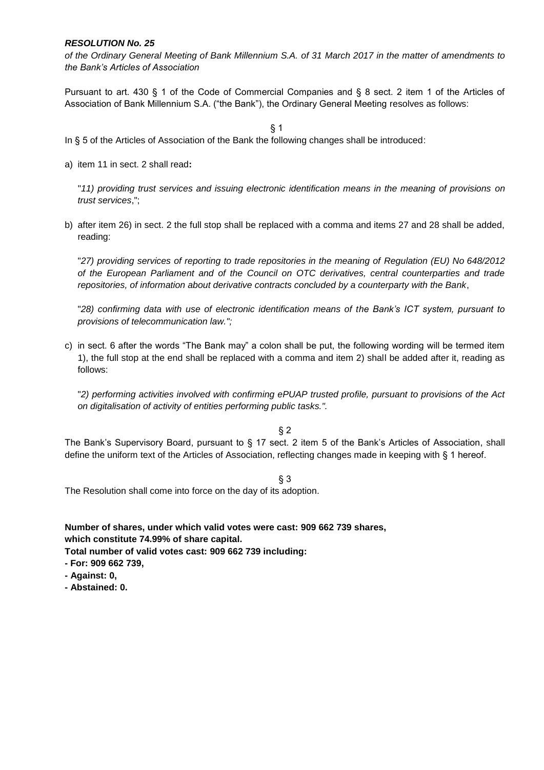***RESOLUTION No. 25***

*of the Ordinary General Meeting of Bank Millennium S.A. of 31 March 2017 in the matter of amendments to the Bank's Articles of Association*

Pursuant to art. 430 § 1 of the Code of Commercial Companies and § 8 sect. 2 item 1 of the Articles of Association of Bank Millennium S.A. ("the Bank"), the Ordinary General Meeting resolves as follows:

§ 1

In § 5 of the Articles of Association of the Bank the following changes shall be introduced:

a) item 11 in sect. 2 shall read**:**

"*11) providing trust services and issuing electronic identification means in the meaning of provisions on trust services*,";

b) after item 26) in sect. 2 the full stop shall be replaced with a comma and items 27 and 28 shall be added, reading:

"*27) providing services of reporting to trade repositories in the meaning of Regulation (EU) No 648/2012 of the European Parliament and of the Council on OTC derivatives, central counterparties and trade repositories, of information about derivative contracts concluded by a counterparty with the Bank*,

"*28) confirming data with use of electronic identification means of the Bank's ICT system, pursuant to provisions of telecommunication law.";*

c) in sect. 6 after the words "The Bank may" a colon shall be put, the following wording will be termed item 1), the full stop at the end shall be replaced with a comma and item 2) shall be added after it, reading as follows:

"*2) performing activities involved with confirming ePUAP trusted profile, pursuant to provisions of the Act on digitalisation of activity of entities performing public tasks.".*

§ 2

The Bank's Supervisory Board, pursuant to § 17 sect. 2 item 5 of the Bank's Articles of Association, shall define the uniform text of the Articles of Association, reflecting changes made in keeping with § 1 hereof.

§ 3

The Resolution shall come into force on the day of its adoption.

**Number of shares, under which valid votes were cast: 909 662 739 shares,**
**which constitute 74.99% of share capital.**
**Total number of valid votes cast: 909 662 739 including:**
**- For: 909 662 739,**
**- Against: 0,**
**- Abstained: 0.**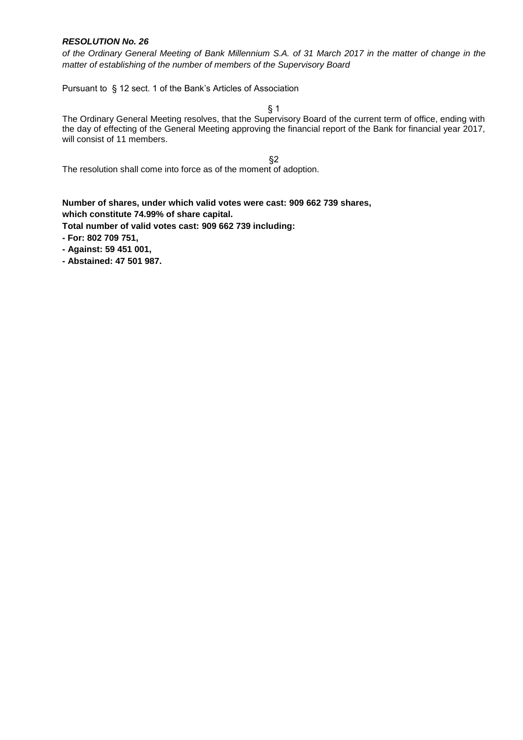***RESOLUTION No. 26***

*of the Ordinary General Meeting of Bank Millennium S.A. of 31 March 2017 in the matter of change in the matter of establishing of the number of members of the Supervisory Board*

Pursuant to § 12 sect. 1 of the Bank's Articles of Association

§ 1

The Ordinary General Meeting resolves, that the Supervisory Board of the current term of office, ending with the day of effecting of the General Meeting approving the financial report of the Bank for financial year 2017, will consist of 11 members.

§2

The resolution shall come into force as of the moment of adoption.

**Number of shares, under which valid votes were cast: 909 662 739 shares, which constitute 74.99% of share capital.**

**Total number of valid votes cast: 909 662 739 including:**

**- For: 802 709 751,**

**- Against: 59 451 001,**

**- Abstained: 47 501 987.**